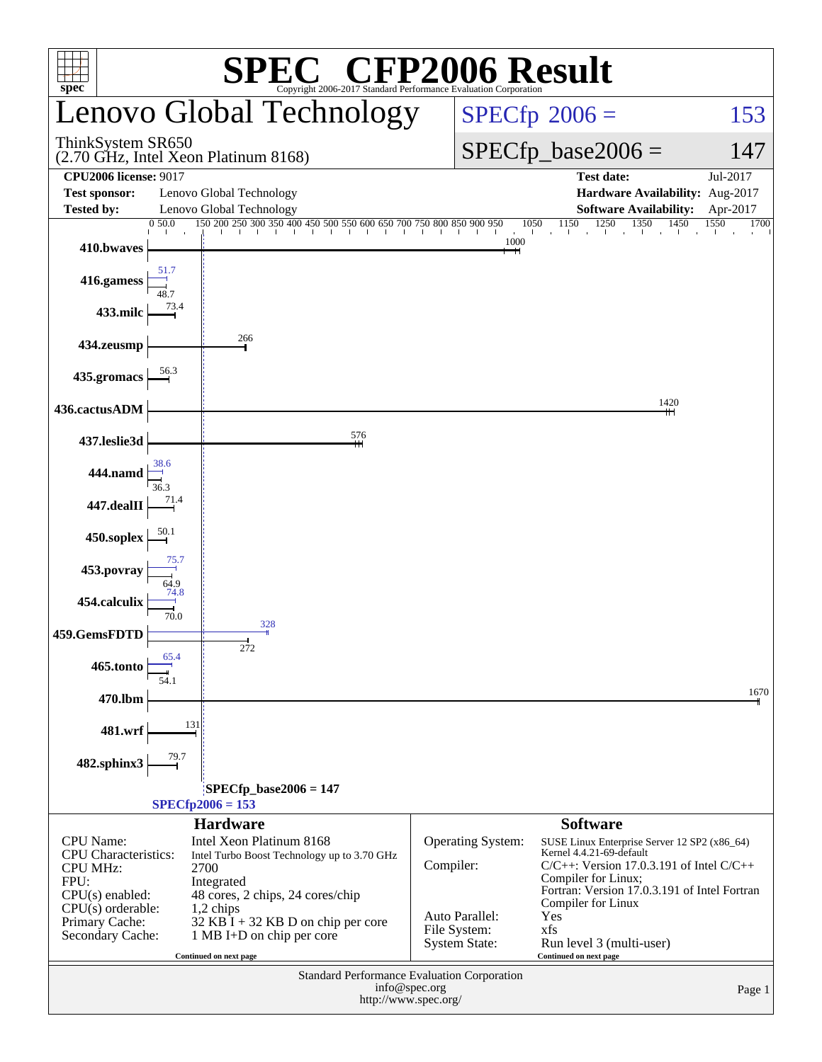# SPEC CFP2006 Result

Copyright 2006-2017 Standard Performance Evaluation Corporation

## Lenovo Global Technology

ThinkSystem SR650
(2.70 GHz, Intel Xeon Platinum 8168)

SPECfp 2006 = 153

SPECfp_base2006 = 147

| | | | |
|---|---|---|---|
| **CPU2006 license:** 9017 | | **Test date:** | Jul-2017 |
| **Test sponsor:** | Lenovo Global Technology | **Hardware Availability:** | Aug-2017 |
| **Tested by:** | Lenovo Global Technology | **Software Availability:** | Apr-2017 |

| Benchmark | Peak | Base |
|---|---|---|
| 410.bwaves | | 1000 |
| 416.gamess | 51.7 | 48.7 |
| 433.milc | | 73.4 |
| 434.zeusmp | | 266 |
| 435.gromacs | | 56.3 |
| 436.cactusADM | | 1420 |
| 437.leslie3d | | 576 |
| 444.namd | 38.6 | 36.3 |
| 447.dealII | | 71.4 |
| 450.soplex | | 50.1 |
| 453.povray | 75.7 | 64.9 |
| 454.calculix | 74.8 | 70.0 |
| 459.GemsFDTD | 328 | 272 |
| 465.tonto | 65.4 | 54.1 |
| 470.lbm | | 1670 |
| 481.wrf | | 131 |
| 482.sphinx3 | | 79.7 |

SPECfp_base2006 = 147

SPECfp2006 = 153

## Hardware

| | |
|---|---|
| CPU Name: | Intel Xeon Platinum 8168 |
| CPU Characteristics: | Intel Turbo Boost Technology up to 3.70 GHz |
| CPU MHz: | 2700 |
| FPU: | Integrated |
| CPU(s) enabled: | 48 cores, 2 chips, 24 cores/chip |
| CPU(s) orderable: | 1,2 chips |
| Primary Cache: | 32 KB I + 32 KB D on chip per core |
| Secondary Cache: | 1 MB I+D on chip per core |

Continued on next page

## Software

| | |
|---|---|
| Operating System: | SUSE Linux Enterprise Server 12 SP2 (x86_64) Kernel 4.4.21-69-default |
| Compiler: | C/C++: Version 17.0.3.191 of Intel C/C++ Compiler for Linux; Fortran: Version 17.0.3.191 of Intel Fortran Compiler for Linux |
| Auto Parallel: | Yes |
| File System: | xfs |
| System State: | Run level 3 (multi-user) |

Continued on next page

Standard Performance Evaluation Corporation
info@spec.org
http://www.spec.org/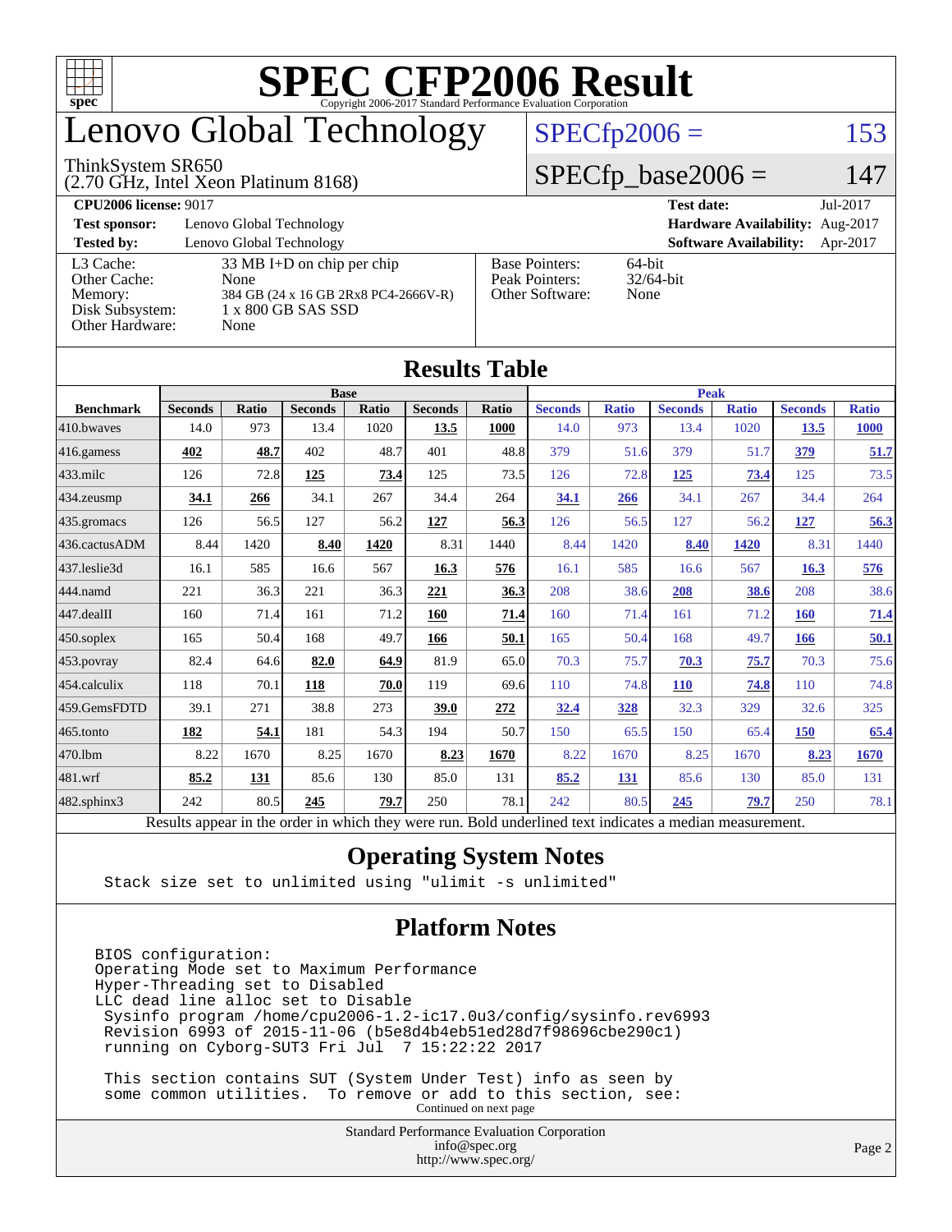# SPEC CFP2006 Result

Copyright 2006-2017 Standard Performance Evaluation Corporation

# Lenovo Global Technology

ThinkSystem SR650
(2.70 GHz, Intel Xeon Platinum 8168)

SPECfp2006 = 153

SPECfp_base2006 = 147

**CPU2006 license:** 9017 **Test date:** Jul-2017

**Test sponsor:** Lenovo Global Technology **Hardware Availability:** Aug-2017

**Tested by:** Lenovo Global Technology **Software Availability:** Apr-2017

| | | | |
|---|---|---|---|
| L3 Cache: | 33 MB I+D on chip per chip | Base Pointers: | 64-bit |
| Other Cache: | None | Peak Pointers: | 32/64-bit |
| Memory: | 384 GB (24 x 16 GB 2Rx8 PC4-2666V-R) | Other Software: | None |
| Disk Subsystem: | 1 x 800 GB SAS SSD | | |
| Other Hardware: | None | | |

## Results Table

| | Base | | | | | | Peak | | | | | |
|---|---|---|---|---|---|---|---|---|---|---|---|---|
| **Benchmark** | **Seconds** | **Ratio** | **Seconds** | **Ratio** | **Seconds** | **Ratio** | **Seconds** | **Ratio** | **Seconds** | **Ratio** | **Seconds** | **Ratio** |
| 410.bwaves | 14.0 | 973 | 13.4 | 1020 | **13.5** | **1000** | 14.0 | 973 | 13.4 | 1020 | **13.5** | **1000** |
| 416.gamess | **402** | **48.7** | 402 | 48.7 | 401 | 48.8 | 379 | 51.6 | 379 | 51.7 | **379** | **51.7** |
| 433.milc | 126 | 72.8 | **125** | **73.4** | 125 | 73.5 | 126 | 72.8 | **125** | **73.4** | 125 | 73.5 |
| 434.zeusmp | **34.1** | **266** | 34.1 | 267 | 34.4 | 264 | **34.1** | **266** | 34.1 | 267 | 34.4 | 264 |
| 435.gromacs | 126 | 56.5 | 127 | 56.2 | **127** | **56.3** | 126 | 56.5 | 127 | 56.2 | **127** | **56.3** |
| 436.cactusADM | 8.44 | 1420 | **8.40** | **1420** | 8.31 | 1440 | 8.44 | 1420 | **8.40** | **1420** | 8.31 | 1440 |
| 437.leslie3d | 16.1 | 585 | 16.6 | 567 | **16.3** | **576** | 16.1 | 585 | 16.6 | 567 | **16.3** | **576** |
| 444.namd | 221 | 36.3 | 221 | 36.3 | **221** | **36.3** | 208 | 38.6 | **208** | **38.6** | 208 | 38.6 |
| 447.dealII | 160 | 71.4 | 161 | 71.2 | **160** | **71.4** | 160 | 71.4 | 161 | 71.2 | **160** | **71.4** |
| 450.soplex | 165 | 50.4 | 168 | 49.7 | **166** | **50.1** | 165 | 50.4 | 168 | 49.7 | **166** | **50.1** |
| 453.povray | 82.4 | 64.6 | **82.0** | **64.9** | 81.9 | 65.0 | 70.3 | 75.7 | **70.3** | **75.7** | 70.3 | 75.6 |
| 454.calculix | 118 | 70.1 | **118** | **70.0** | 119 | 69.6 | 110 | 74.8 | **110** | **74.8** | 110 | 74.8 |
| 459.GemsFDTD | 39.1 | 271 | 38.8 | 273 | **39.0** | **272** | **32.4** | **328** | 32.3 | 329 | 32.6 | 325 |
| 465.tonto | **182** | **54.1** | 181 | 54.3 | 194 | 50.7 | 150 | 65.5 | 150 | 65.4 | **150** | **65.4** |
| 470.lbm | 8.22 | 1670 | 8.25 | 1670 | **8.23** | **1670** | 8.22 | 1670 | 8.25 | 1670 | **8.23** | **1670** |
| 481.wrf | **85.2** | **131** | 85.6 | 130 | 85.0 | 131 | **85.2** | **131** | 85.6 | 130 | 85.0 | 131 |
| 482.sphinx3 | 242 | 80.5 | **245** | **79.7** | 250 | 78.1 | 242 | 80.5 | **245** | **79.7** | 250 | 78.1 |

Results appear in the order in which they were run. Bold underlined text indicates a median measurement.

## Operating System Notes

```
Stack size set to unlimited using "ulimit -s unlimited"
```

## Platform Notes

```
BIOS configuration:
Operating Mode set to Maximum Performance
Hyper-Threading set to Disabled
LLC dead line alloc set to Disable
 Sysinfo program /home/cpu2006-1.2-ic17.0u3/config/sysinfo.rev6993
 Revision 6993 of 2015-11-06 (b5e8d4b4eb51ed28d7f98696cbe290c1)
 running on Cyborg-SUT3 Fri Jul  7 15:22:22 2017

 This section contains SUT (System Under Test) info as seen by
 some common utilities.  To remove or add to this section, see:
```

Continued on next page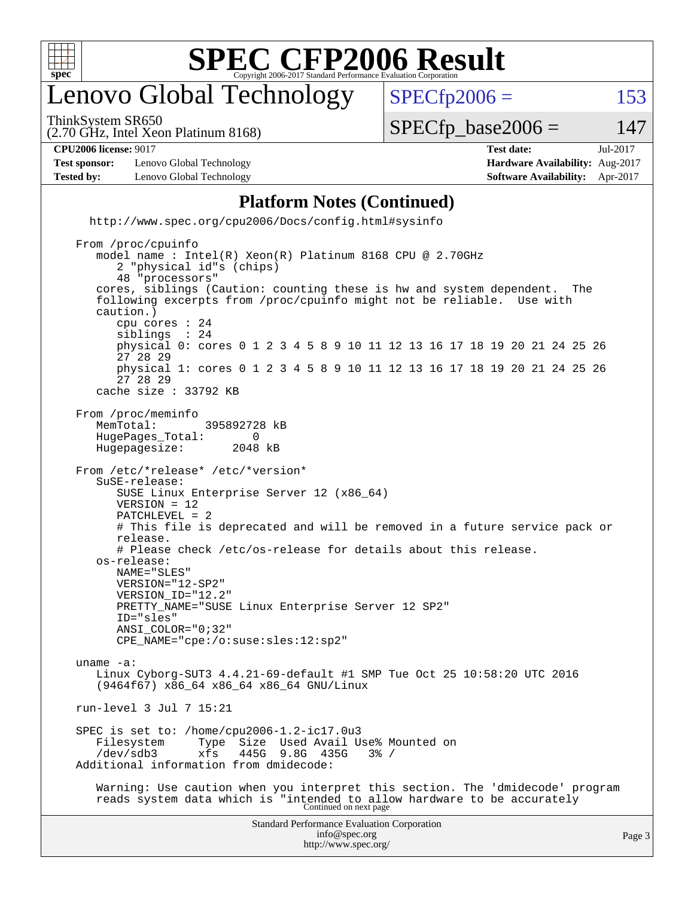# SPEC CFP2006 Result

## Lenovo Global Technology

ThinkSystem SR650
(2.70 GHz, Intel Xeon Platinum 8168)

SPECfp2006 = 153

SPECfp_base2006 = 147

| | | | |
|---|---|---|---|
| **CPU2006 license:** 9017 | | **Test date:** | Jul-2017 |
| **Test sponsor:** | Lenovo Global Technology | **Hardware Availability:** | Aug-2017 |
| **Tested by:** | Lenovo Global Technology | **Software Availability:** | Apr-2017 |

### Platform Notes (Continued)

```
    http://www.spec.org/cpu2006/Docs/config.html#sysinfo

 From /proc/cpuinfo
    model name : Intel(R) Xeon(R) Platinum 8168 CPU @ 2.70GHz
       2 "physical id"s (chips)
       48 "processors"
    cores, siblings (Caution: counting these is hw and system dependent.  The
    following excerpts from /proc/cpuinfo might not be reliable.  Use with
    caution.)
       cpu cores : 24
       siblings  : 24
       physical 0: cores 0 1 2 3 4 5 8 9 10 11 12 13 16 17 18 19 20 21 24 25 26
       27 28 29
       physical 1: cores 0 1 2 3 4 5 8 9 10 11 12 13 16 17 18 19 20 21 24 25 26
       27 28 29
    cache size : 33792 KB

 From /proc/meminfo
    MemTotal:       395892728 kB
    HugePages_Total:       0
    Hugepagesize:       2048 kB

 From /etc/*release* /etc/*version*
    SuSE-release:
       SUSE Linux Enterprise Server 12 (x86_64)
       VERSION = 12
       PATCHLEVEL = 2
       # This file is deprecated and will be removed in a future service pack or
       release.
       # Please check /etc/os-release for details about this release.
    os-release:
       NAME="SLES"
       VERSION="12-SP2"
       VERSION_ID="12.2"
       PRETTY_NAME="SUSE Linux Enterprise Server 12 SP2"
       ID="sles"
       ANSI_COLOR="0;32"
       CPE_NAME="cpe:/o:suse:sles:12:sp2"

 uname -a:
    Linux Cyborg-SUT3 4.4.21-69-default #1 SMP Tue Oct 25 10:58:20 UTC 2016
    (9464f67) x86_64 x86_64 x86_64 GNU/Linux

 run-level 3 Jul 7 15:21

 SPEC is set to: /home/cpu2006-1.2-ic17.0u3
    Filesystem     Type  Size  Used Avail Use% Mounted on
    /dev/sdb3      xfs   445G  9.8G  435G   3% /
 Additional information from dmidecode:

    Warning: Use caution when you interpret this section. The 'dmidecode' program
    reads system data which is "intended to allow hardware to be accurately
```

Continued on next page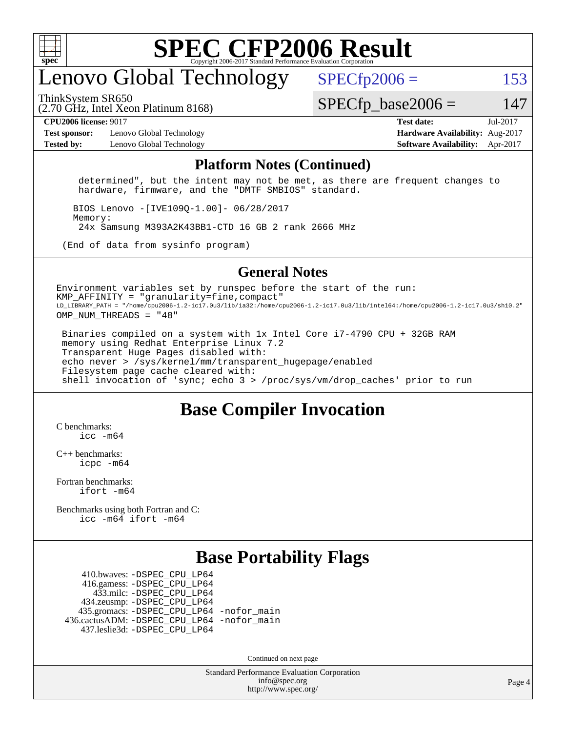# Lenovo Global Technology

ThinkSystem SR650
(2.70 GHz, Intel Xeon Platinum 8168)

SPECfp2006 = 153

SPECfp_base2006 = 147

**CPU2006 license:** 9017
**Test sponsor:** Lenovo Global Technology
**Tested by:** Lenovo Global Technology

**Test date:** Jul-2017
**Hardware Availability:** Aug-2017
**Software Availability:** Apr-2017

## Platform Notes (Continued)

```
determined", but the intent may not be met, as there are frequent changes to
hardware, firmware, and the "DMTF SMBIOS" standard.

BIOS Lenovo -[IVE109Q-1.00]- 06/28/2017
Memory:
 24x Samsung M393A2K43BB1-CTD 16 GB 2 rank 2666 MHz

(End of data from sysinfo program)
```

## General Notes

```
Environment variables set by runspec before the start of the run:
KMP_AFFINITY = "granularity=fine,compact"
LD_LIBRARY_PATH = "/home/cpu2006-1.2-ic17.0u3/lib/ia32:/home/cpu2006-1.2-ic17.0u3/lib/intel64:/home/cpu2006-1.2-ic17.0u3/sh10.2"
OMP_NUM_THREADS = "48"

 Binaries compiled on a system with 1x Intel Core i7-4790 CPU + 32GB RAM
 memory using Redhat Enterprise Linux 7.2
 Transparent Huge Pages disabled with:
 echo never > /sys/kernel/mm/transparent_hugepage/enabled
 Filesystem page cache cleared with:
 shell invocation of 'sync; echo 3 > /proc/sys/vm/drop_caches' prior to run
```

## Base Compiler Invocation

C benchmarks:
 icc -m64

C++ benchmarks:
 icpc -m64

Fortran benchmarks:
 ifort -m64

Benchmarks using both Fortran and C:
 icc -m64 ifort -m64

## Base Portability Flags

```
    410.bwaves: -DSPEC_CPU_LP64
    416.gamess: -DSPEC_CPU_LP64
      433.milc: -DSPEC_CPU_LP64
    434.zeusmp: -DSPEC_CPU_LP64
   435.gromacs: -DSPEC_CPU_LP64 -nofor_main
436.cactusADM: -DSPEC_CPU_LP64 -nofor_main
   437.leslie3d: -DSPEC_CPU_LP64
```

Continued on next page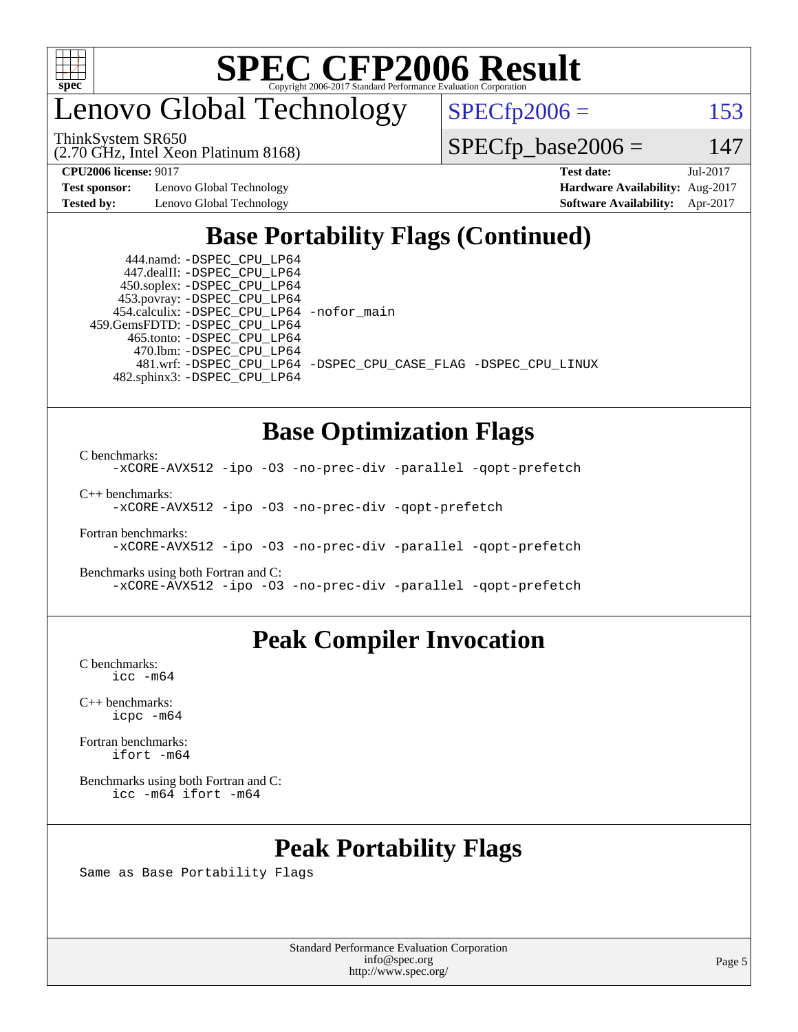# SPEC CFP2006 Result

Copyright 2006-2017 Standard Performance Evaluation Corporation

## Lenovo Global Technology

ThinkSystem SR650
(2.70 GHz, Intel Xeon Platinum 8168)

SPECfp2006 = 153

SPECfp_base2006 = 147

**CPU2006 license:** 9017
**Test sponsor:** Lenovo Global Technology
**Tested by:** Lenovo Global Technology

**Test date:** Jul-2017
**Hardware Availability:** Aug-2017
**Software Availability:** Apr-2017

## Base Portability Flags (Continued)

444.namd: -DSPEC_CPU_LP64
447.dealII: -DSPEC_CPU_LP64
450.soplex: -DSPEC_CPU_LP64
453.povray: -DSPEC_CPU_LP64
454.calculix: -DSPEC_CPU_LP64 -nofor_main
459.GemsFDTD: -DSPEC_CPU_LP64
465.tonto: -DSPEC_CPU_LP64
470.lbm: -DSPEC_CPU_LP64
481.wrf: -DSPEC_CPU_LP64 -DSPEC_CPU_CASE_FLAG -DSPEC_CPU_LINUX
482.sphinx3: -DSPEC_CPU_LP64

## Base Optimization Flags

C benchmarks:
-xCORE-AVX512 -ipo -O3 -no-prec-div -parallel -qopt-prefetch

C++ benchmarks:
-xCORE-AVX512 -ipo -O3 -no-prec-div -qopt-prefetch

Fortran benchmarks:
-xCORE-AVX512 -ipo -O3 -no-prec-div -parallel -qopt-prefetch

Benchmarks using both Fortran and C:
-xCORE-AVX512 -ipo -O3 -no-prec-div -parallel -qopt-prefetch

## Peak Compiler Invocation

C benchmarks:
icc -m64

C++ benchmarks:
icpc -m64

Fortran benchmarks:
ifort -m64

Benchmarks using both Fortran and C:
icc -m64 ifort -m64

## Peak Portability Flags

Same as Base Portability Flags

Standard Performance Evaluation Corporation
info@spec.org
http://www.spec.org/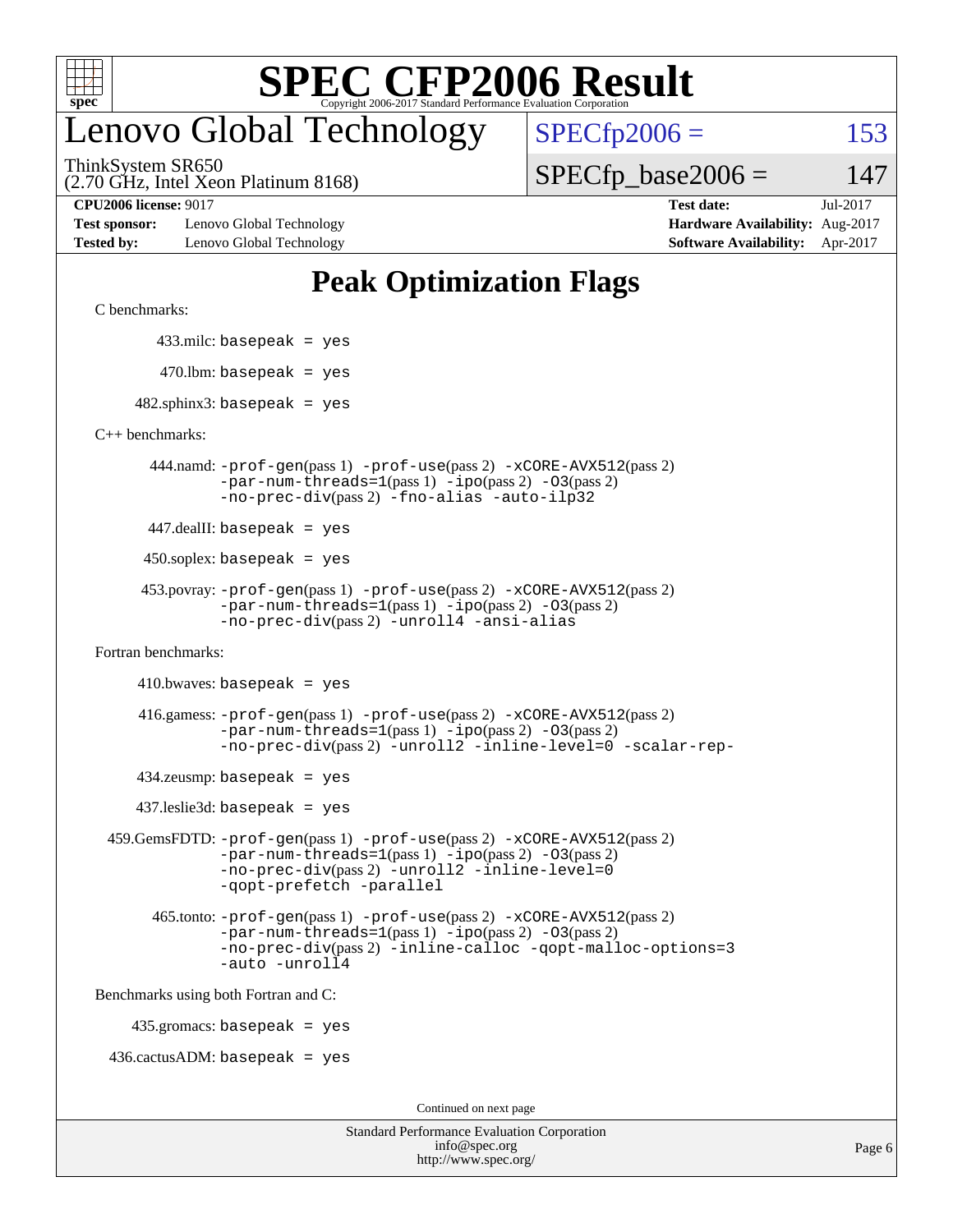# SPEC CFP2006 Result

Copyright 2006-2017 Standard Performance Evaluation Corporation

## Lenovo Global Technology

ThinkSystem SR650
(2.70 GHz, Intel Xeon Platinum 8168)

SPECfp2006 = 153

SPECfp_base2006 = 147

| | | | |
|---|---|---|---|
| **CPU2006 license:** 9017 | | **Test date:** | Jul-2017 |
| **Test sponsor:** | Lenovo Global Technology | **Hardware Availability:** | Aug-2017 |
| **Tested by:** | Lenovo Global Technology | **Software Availability:** | Apr-2017 |

## Peak Optimization Flags

C benchmarks:

433.milc: `basepeak = yes`

470.lbm: `basepeak = yes`

482.sphinx3: `basepeak = yes`

C++ benchmarks:

444.namd: `-prof-gen`(pass 1) `-prof-use`(pass 2) `-xCORE-AVX512`(pass 2) `-par-num-threads=1`(pass 1) `-ipo`(pass 2) `-O3`(pass 2) `-no-prec-div`(pass 2) `-fno-alias` `-auto-ilp32`

447.dealII: `basepeak = yes`

450.soplex: `basepeak = yes`

453.povray: `-prof-gen`(pass 1) `-prof-use`(pass 2) `-xCORE-AVX512`(pass 2) `-par-num-threads=1`(pass 1) `-ipo`(pass 2) `-O3`(pass 2) `-no-prec-div`(pass 2) `-unroll4` `-ansi-alias`

Fortran benchmarks:

410.bwaves: `basepeak = yes`

416.gamess: `-prof-gen`(pass 1) `-prof-use`(pass 2) `-xCORE-AVX512`(pass 2) `-par-num-threads=1`(pass 1) `-ipo`(pass 2) `-O3`(pass 2) `-no-prec-div`(pass 2) `-unroll2` `-inline-level=0` `-scalar-rep-`

434.zeusmp: `basepeak = yes`

437.leslie3d: `basepeak = yes`

459.GemsFDTD: `-prof-gen`(pass 1) `-prof-use`(pass 2) `-xCORE-AVX512`(pass 2) `-par-num-threads=1`(pass 1) `-ipo`(pass 2) `-O3`(pass 2) `-no-prec-div`(pass 2) `-unroll2` `-inline-level=0` `-qopt-prefetch` `-parallel`

465.tonto: `-prof-gen`(pass 1) `-prof-use`(pass 2) `-xCORE-AVX512`(pass 2) `-par-num-threads=1`(pass 1) `-ipo`(pass 2) `-O3`(pass 2) `-no-prec-div`(pass 2) `-inline-calloc` `-qopt-malloc-options=3` `-auto` `-unroll4`

Benchmarks using both Fortran and C:

435.gromacs: `basepeak = yes`

436.cactusADM: `basepeak = yes`

Continued on next page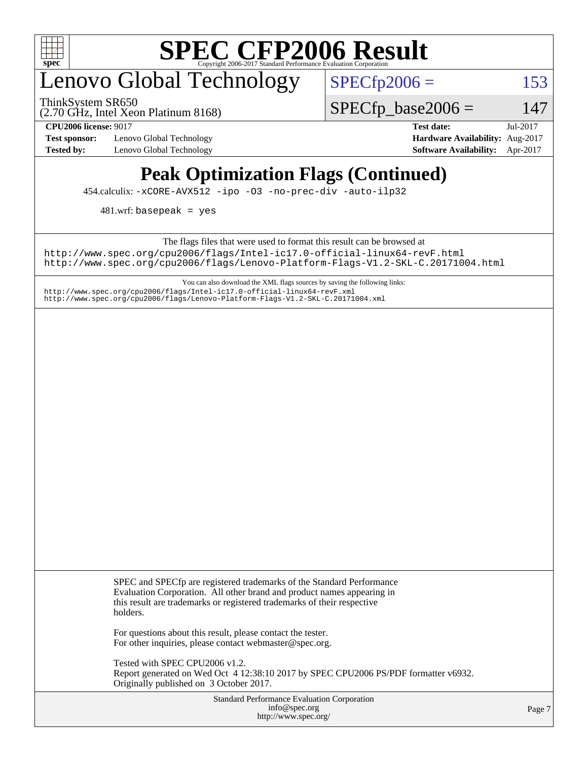# Peak Optimization Flags (Continued)

454.calculix: -xCORE-AVX512 -ipo -O3 -no-prec-div -auto-ilp32

481.wrf: basepeak = yes

The flags files that were used to format this result can be browsed at
http://www.spec.org/cpu2006/flags/Intel-ic17.0-official-linux64-revF.html
http://www.spec.org/cpu2006/flags/Lenovo-Platform-Flags-V1.2-SKL-C.20171004.html

You can also download the XML flags sources by saving the following links:
http://www.spec.org/cpu2006/flags/Intel-ic17.0-official-linux64-revF.xml
http://www.spec.org/cpu2006/flags/Lenovo-Platform-Flags-V1.2-SKL-C.20171004.xml

SPEC and SPECfp are registered trademarks of the Standard Performance Evaluation Corporation. All other brand and product names appearing in this result are trademarks or registered trademarks of their respective holders.

For questions about this result, please contact the tester.
For other inquiries, please contact webmaster@spec.org.

Tested with SPEC CPU2006 v1.2.
Report generated on Wed Oct 4 12:38:10 2017 by SPEC CPU2006 PS/PDF formatter v6932.
Originally published on 3 October 2017.